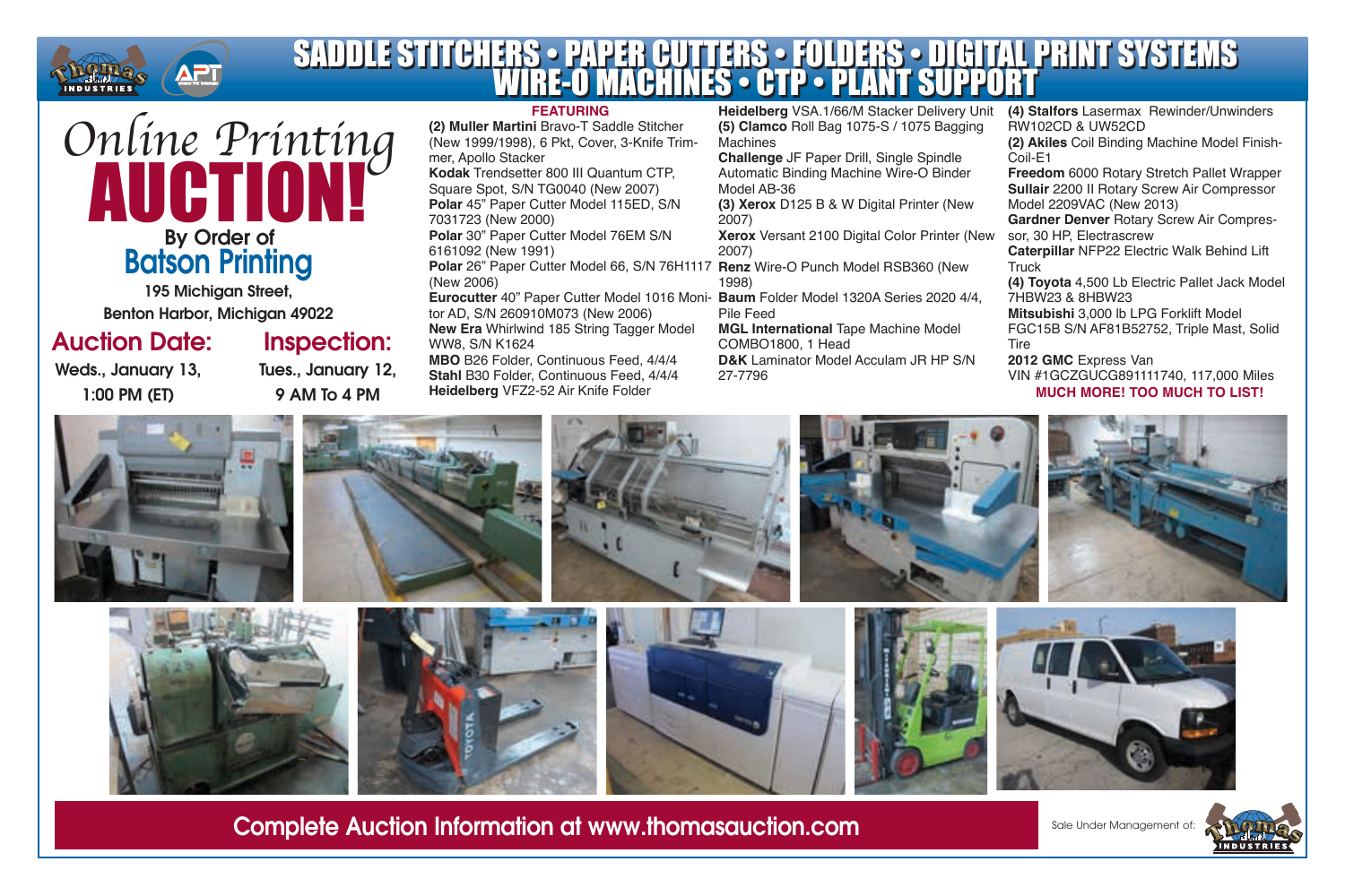# SADDLE STITCHERS • PAPER CUTTERS • FOLDERS • DIGITAL PRINT SYSTEMS WIRE-O MACHINES • CTP • PLANT SUPPORT

*Online Printing*

# AUCTION!

By Order of

## Batson Printing

195 Michigan Street,
Benton Harbor, Michigan 49022

**Auction Date:**
Weds., January 13,
1:00 PM (ET)

**Inspection:**
Tues., January 12,
9 AM To 4 PM

**FEATURING**

**(2) Muller Martini** Bravo-T Saddle Stitcher (New 1999/1998), 6 Pkt, Cover, 3-Knife Trimmer, Apollo Stacker
**Kodak** Trendsetter 800 III Quantum CTP, Square Spot, S/N TG0040 (New 2007)
**Polar** 45" Paper Cutter Model 115ED, S/N 7031723 (New 2000)
**Polar** 30" Paper Cutter Model 76EM S/N 6161092 (New 1991)
**Polar** 26" Paper Cutter Model 66, S/N 76H1117 (New 2006)
**Eurocutter** 40" Paper Cutter Model 1016 Monitor AD, S/N 260910M073 (New 2006)
**New Era** Whirlwind 185 String Tagger Model WW8, S/N K1624
**MBO** B26 Folder, Continuous Feed, 4/4/4
**Stahl** B30 Folder, Continuous Feed, 4/4/4
**Heidelberg** VFZ2-52 Air Knife Folder
**Heidelberg** VSA.1/66/M Stacker Delivery Unit
**(5) Clamco** Roll Bag 1075-S / 1075 Bagging Machines
**Challenge** JF Paper Drill, Single Spindle Automatic Binding Machine Wire-O Binder Model AB-36
**(3) Xerox** D125 B & W Digital Printer (New 2007)
**Xerox** Versant 2100 Digital Color Printer (New 2007)
**Renz** Wire-O Punch Model RSB360 (New 1998)
**Baum** Folder Model 1320A Series 2020 4/4, Pile Feed
**MGL International** Tape Machine Model COMBO1800, 1 Head
**D&K** Laminator Model Acculam JR HP S/N 27-7796
**(4) Stalfors** Lasermax Rewinder/Unwinders RW102CD & UW52CD
**(2) Akiles** Coil Binding Machine Model Finish-Coil-E1
**Freedom** 6000 Rotary Stretch Pallet Wrapper
**Sullair** 2200 II Rotary Screw Air Compressor Model 2209VAC (New 2013)
**Gardner Denver** Rotary Screw Air Compressor, 30 HP, Electrascrew
**Caterpillar** NFP22 Electric Walk Behind Lift Truck
**(4) Toyota** 4,500 Lb Electric Pallet Jack Model 7HBW23 & 8HBW23
**Mitsubishi** 3,000 lb LPG Forklift Model FGC15B S/N AF81B52752, Triple Mast, Solid Tire
**2012 GMC** Express Van VIN #1GCZGUCG891111740, 117,000 Miles

**MUCH MORE! TOO MUCH TO LIST!**

**Complete Auction Information at www.thomasauction.com**

Sale Under Management of: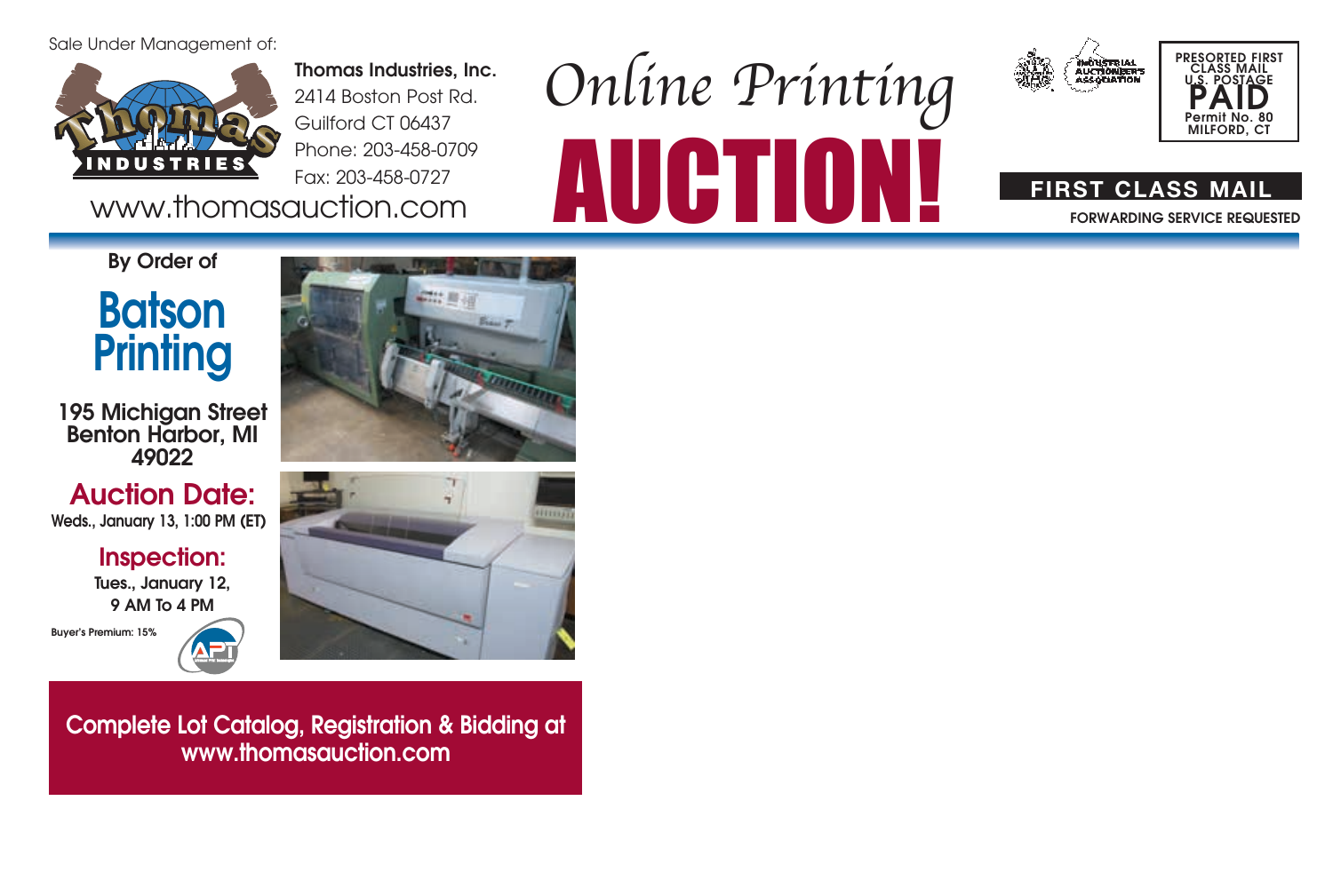Sale Under Management of:

**Thomas Industries, Inc.**
2414 Boston Post Rd.
Guilford CT 06437
Phone: 203-458-0709
Fax: 203-458-0727

www.thomasauction.com

# *Online Printing* AUCTION!

PRESORTED FIRST CLASS MAIL
U.S. POSTAGE
PAID
Permit No. 80
MILFORD, CT

**FIRST CLASS MAIL**

FORWARDING SERVICE REQUESTED

**By Order of**

## Batson Printing

**195 Michigan Street**
**Benton Harbor, MI**
**49022**

## Auction Date:

**Weds., January 13, 1:00 PM (ET)**

## Inspection:

**Tues., January 12,**
**9 AM To 4 PM**

**Buyer's Premium: 15%**

**Complete Lot Catalog, Registration & Bidding at**
**www.thomasauction.com**